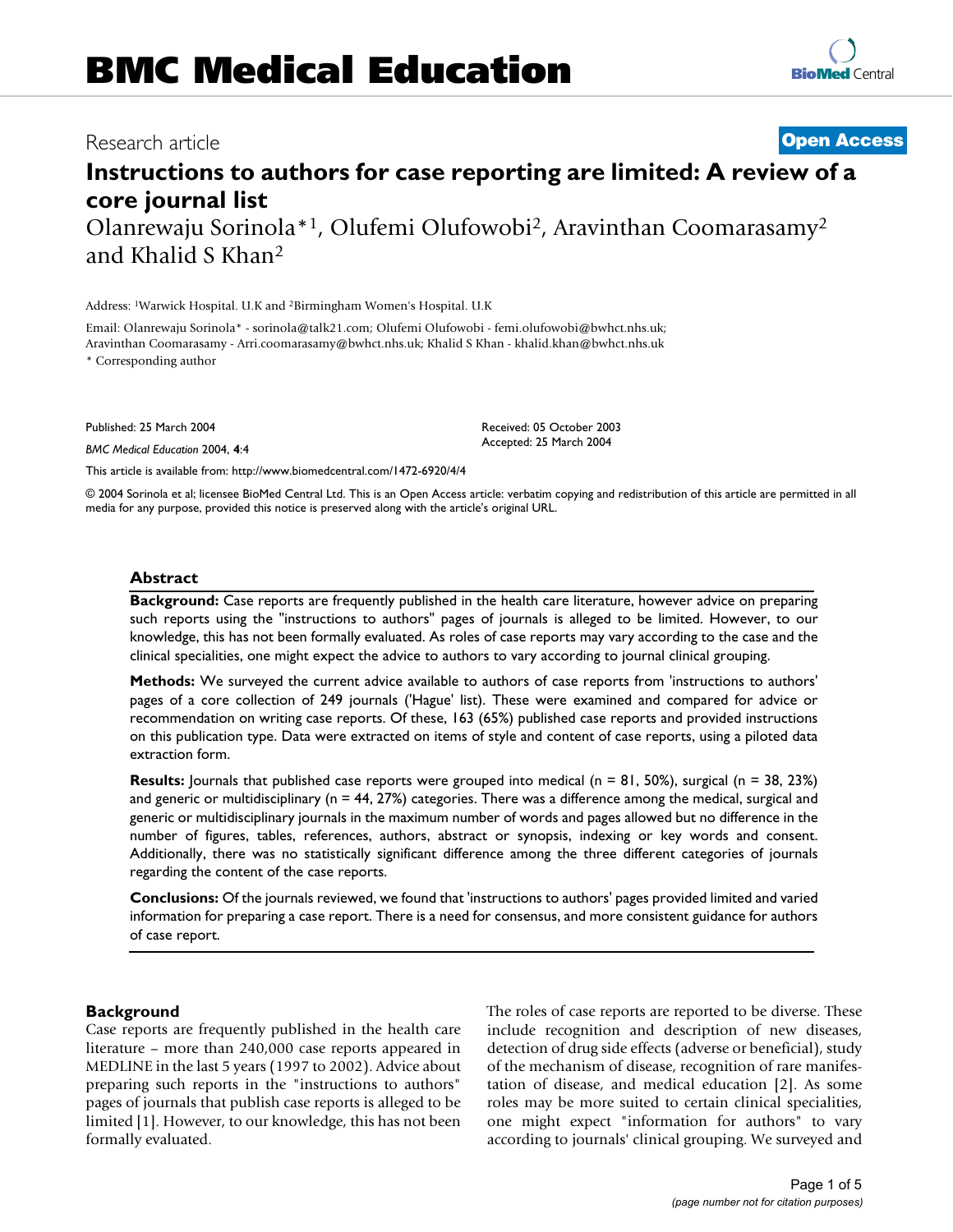Research article **Open Access**

# Instructions to authors for case reporting are limited: A review of a core journal list

Olanrewaju Sorinola*[1], Olufemi Olufowobi[2], Aravinthan Coomarasamy[2] and Khalid S Khan[2]

Address: [1]Warwick Hospital. U.K and [2]Birmingham Women's Hospital. U.K

Email: Olanrewaju Sorinola* - sorinola@talk21.com; Olufemi Olufowobi - femi.olufowobi@bwhct.nhs.uk; Aravinthan Coomarasamy - Arri.coomarasamy@bwhct.nhs.uk; Khalid S Khan - khalid.khan@bwhct.nhs.uk

\* Corresponding author

Published: 25 March 2004

*BMC Medical Education* 2004, **4**:4

Received: 05 October 2003
Accepted: 25 March 2004

This article is available from: http://www.biomedcentral.com/1472-6920/4/4

© 2004 Sorinola et al; licensee BioMed Central Ltd. This is an Open Access article: verbatim copying and redistribution of this article are permitted in all media for any purpose, provided this notice is preserved along with the article's original URL.

## Abstract

**Background:** Case reports are frequently published in the health care literature, however advice on preparing such reports using the "instructions to authors" pages of journals is alleged to be limited. However, to our knowledge, this has not been formally evaluated. As roles of case reports may vary according to the case and the clinical specialities, one might expect the advice to authors to vary according to journal clinical grouping.

**Methods:** We surveyed the current advice available to authors of case reports from 'instructions to authors' pages of a core collection of 249 journals ('Hague' list). These were examined and compared for advice or recommendation on writing case reports. Of these, 163 (65%) published case reports and provided instructions on this publication type. Data were extracted on items of style and content of case reports, using a piloted data extraction form.

**Results:** Journals that published case reports were grouped into medical (n = 81, 50%), surgical (n = 38, 23%) and generic or multidisciplinary (n = 44, 27%) categories. There was a difference among the medical, surgical and generic or multidisciplinary journals in the maximum number of words and pages allowed but no difference in the number of figures, tables, references, authors, abstract or synopsis, indexing or key words and consent. Additionally, there was no statistically significant difference among the three different categories of journals regarding the content of the case reports.

**Conclusions:** Of the journals reviewed, we found that 'instructions to authors' pages provided limited and varied information for preparing a case report. There is a need for consensus, and more consistent guidance for authors of case report.

## Background

Case reports are frequently published in the health care literature – more than 240,000 case reports appeared in MEDLINE in the last 5 years (1997 to 2002). Advice about preparing such reports in the "instructions to authors" pages of journals that publish case reports is alleged to be limited [1]. However, to our knowledge, this has not been formally evaluated.

The roles of case reports are reported to be diverse. These include recognition and description of new diseases, detection of drug side effects (adverse or beneficial), study of the mechanism of disease, recognition of rare manifestation of disease, and medical education [2]. As some roles may be more suited to certain clinical specialities, one might expect "information for authors" to vary according to journals' clinical grouping. We surveyed and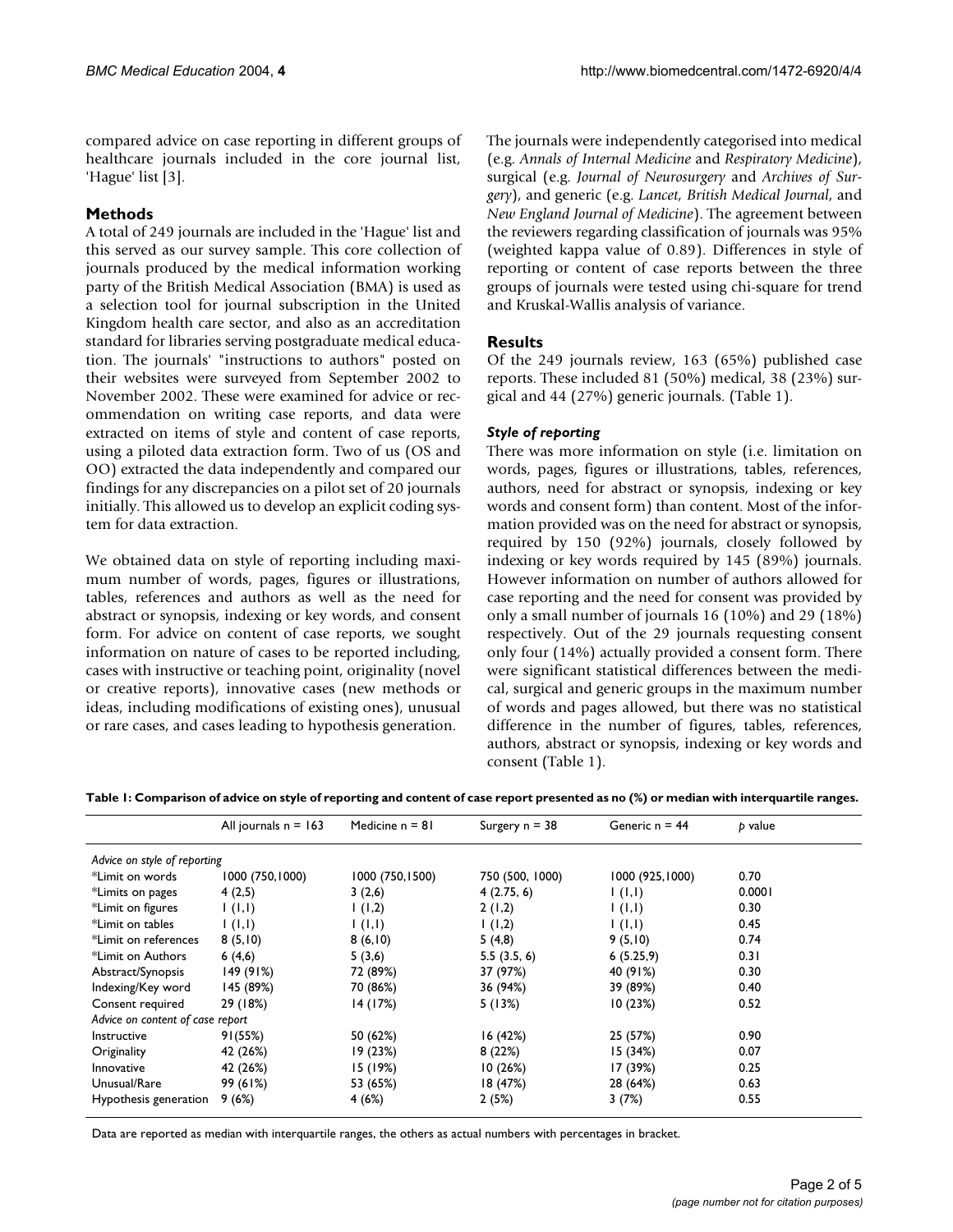compared advice on case reporting in different groups of healthcare journals included in the core journal list, 'Hague' list [3].

## Methods

A total of 249 journals are included in the 'Hague' list and this served as our survey sample. This core collection of journals produced by the medical information working party of the British Medical Association (BMA) is used as a selection tool for journal subscription in the United Kingdom health care sector, and also as an accreditation standard for libraries serving postgraduate medical education. The journals' "instructions to authors" posted on their websites were surveyed from September 2002 to November 2002. These were examined for advice or recommendation on writing case reports, and data were extracted on items of style and content of case reports, using a piloted data extraction form. Two of us (OS and OO) extracted the data independently and compared our findings for any discrepancies on a pilot set of 20 journals initially. This allowed us to develop an explicit coding system for data extraction.

We obtained data on style of reporting including maximum number of words, pages, figures or illustrations, tables, references and authors as well as the need for abstract or synopsis, indexing or key words, and consent form. For advice on content of case reports, we sought information on nature of cases to be reported including, cases with instructive or teaching point, originality (novel or creative reports), innovative cases (new methods or ideas, including modifications of existing ones), unusual or rare cases, and cases leading to hypothesis generation.

The journals were independently categorised into medical (e.g. *Annals of Internal Medicine* and *Respiratory Medicine*), surgical (e.g. *Journal of Neurosurgery* and *Archives of Surgery*), and generic (e.g. *Lancet, British Medical Journal*, and *New England Journal of Medicine*). The agreement between the reviewers regarding classification of journals was 95% (weighted kappa value of 0.89). Differences in style of reporting or content of case reports between the three groups of journals were tested using chi-square for trend and Kruskal-Wallis analysis of variance.

## Results

Of the 249 journals review, 163 (65%) published case reports. These included 81 (50%) medical, 38 (23%) surgical and 44 (27%) generic journals. (Table 1).

### *Style of reporting*

There was more information on style (i.e. limitation on words, pages, figures or illustrations, tables, references, authors, need for abstract or synopsis, indexing or key words and consent form) than content. Most of the information provided was on the need for abstract or synopsis, required by 150 (92%) journals, closely followed by indexing or key words required by 145 (89%) journals. However information on number of authors allowed for case reporting and the need for consent was provided by only a small number of journals 16 (10%) and 29 (18%) respectively. Out of the 29 journals requesting consent only four (14%) actually provided a consent form. There were significant statistical differences between the medical, surgical and generic groups in the maximum number of words and pages allowed, but there was no statistical difference in the number of figures, tables, references, authors, abstract or synopsis, indexing or key words and consent (Table 1).

**Table 1: Comparison of advice on style of reporting and content of case report presented as no (%) or median with interquartile ranges.**

| | All journals n = 163 | Medicine n = 81 | Surgery n = 38 | Generic n = 44 | *p* value |
|---|---|---|---|---|---|
| *Advice on style of reporting* | | | | | |
| *Limit on words | 1000 (750,1000) | 1000 (750,1500) | 750 (500, 1000) | 1000 (925,1000) | 0.70 |
| *Limits on pages | 4 (2,5) | 3 (2,6) | 4 (2.75, 6) | 1 (1,1) | 0.0001 |
| *Limit on figures | 1 (1,1) | 1 (1,2) | 2 (1,2) | 1 (1,1) | 0.30 |
| *Limit on tables | 1 (1,1) | 1 (1,1) | 1 (1,2) | 1 (1,1) | 0.45 |
| *Limit on references | 8 (5,10) | 8 (6,10) | 5 (4,8) | 9 (5,10) | 0.74 |
| *Limit on Authors | 6 (4,6) | 5 (3,6) | 5.5 (3.5, 6) | 6 (5.25,9) | 0.31 |
| Abstract/Synopsis | 149 (91%) | 72 (89%) | 37 (97%) | 40 (91%) | 0.30 |
| Indexing/Key word | 145 (89%) | 70 (86%) | 36 (94%) | 39 (89%) | 0.40 |
| Consent required | 29 (18%) | 14 (17%) | 5 (13%) | 10 (23%) | 0.52 |
| *Advice on content of case report* | | | | | |
| Instructive | 91(55%) | 50 (62%) | 16 (42%) | 25 (57%) | 0.90 |
| Originality | 42 (26%) | 19 (23%) | 8 (22%) | 15 (34%) | 0.07 |
| Innovative | 42 (26%) | 15 (19%) | 10 (26%) | 17 (39%) | 0.25 |
| Unusual/Rare | 99 (61%) | 53 (65%) | 18 (47%) | 28 (64%) | 0.63 |
| Hypothesis generation | 9 (6%) | 4 (6%) | 2 (5%) | 3 (7%) | 0.55 |

Data are reported as median with interquartile ranges, the others as actual numbers with percentages in bracket.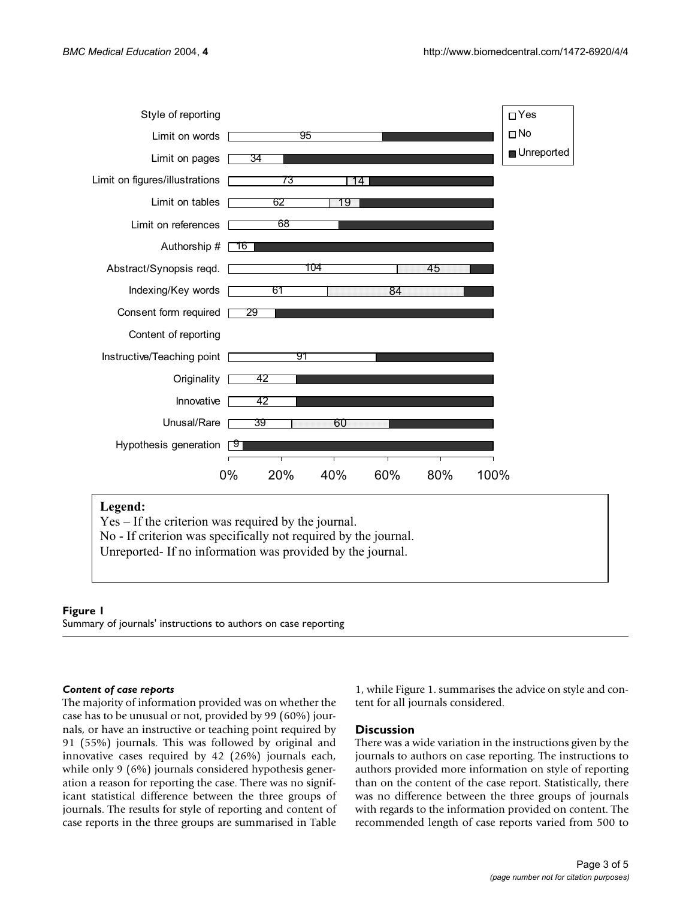**Legend:**

Yes – If the criterion was required by the journal.

No - If criterion was specifically not required by the journal.

Unreported- If no information was provided by the journal.

**Figure 1**

Summary of journals' instructions to authors on case reporting

#### *Content of case reports*

The majority of information provided was on whether the case has to be unusual or not, provided by 99 (60%) journals, or have an instructive or teaching point required by 91 (55%) journals. This was followed by original and innovative cases required by 42 (26%) journals each, while only 9 (6%) journals considered hypothesis generation a reason for reporting the case. There was no significant statistical difference between the three groups of journals. The results for style of reporting and content of case reports in the three groups are summarised in Table 1, while Figure 1. summarises the advice on style and content for all journals considered.

### Discussion

There was a wide variation in the instructions given by the journals to authors on case reporting. The instructions to authors provided more information on style of reporting than on the content of the case report. Statistically, there was no difference between the three groups of journals with regards to the information provided on content. The recommended length of case reports varied from 500 to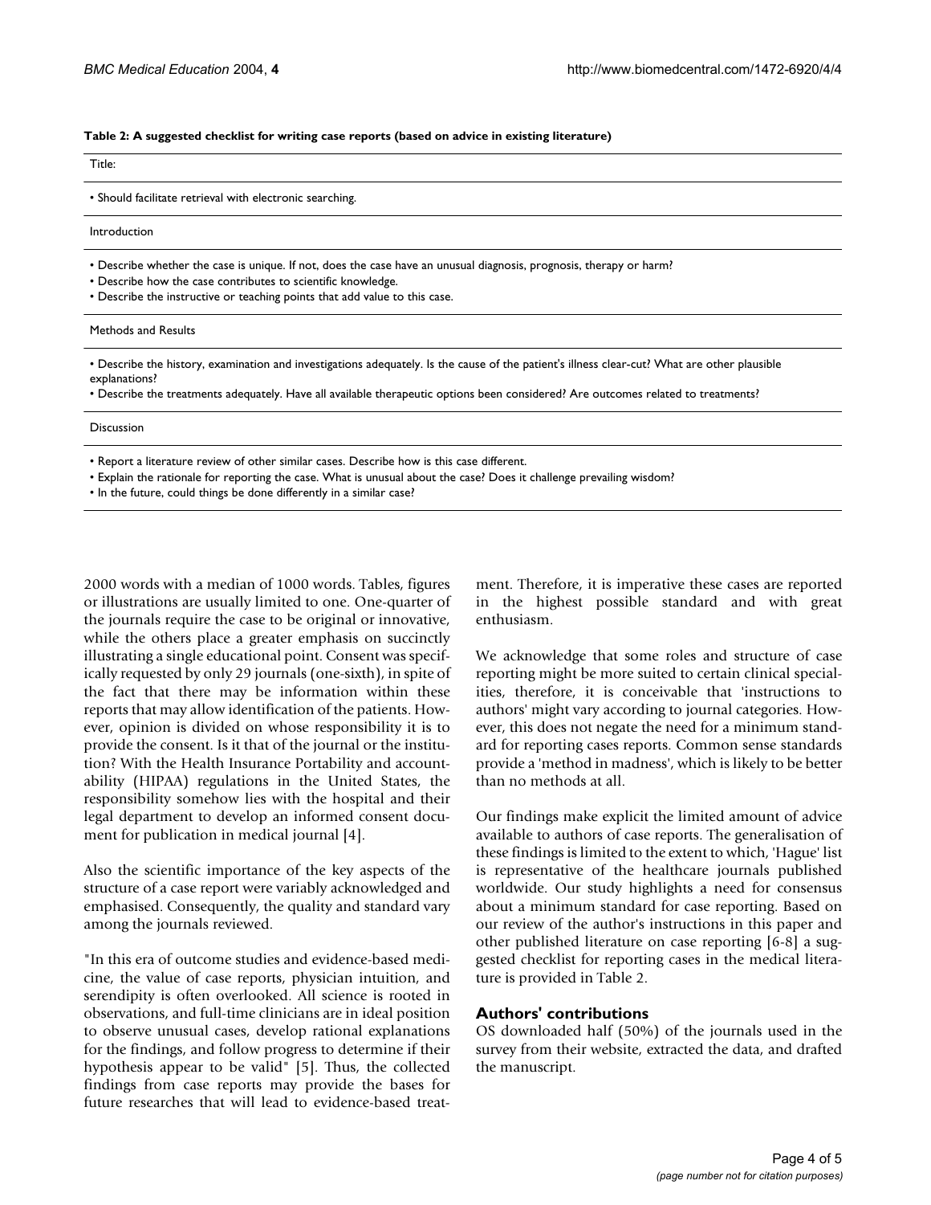**Table 2: A suggested checklist for writing case reports (based on advice in existing literature)**

| |
|---|
| Title: |
| • Should facilitate retrieval with electronic searching. |
| Introduction |
| • Describe whether the case is unique. If not, does the case have an unusual diagnosis, prognosis, therapy or harm?<br>• Describe how the case contributes to scientific knowledge.<br>• Describe the instructive or teaching points that add value to this case. |
| Methods and Results |
| • Describe the history, examination and investigations adequately. Is the cause of the patient's illness clear-cut? What are other plausible explanations?<br>• Describe the treatments adequately. Have all available therapeutic options been considered? Are outcomes related to treatments? |
| Discussion |
| • Report a literature review of other similar cases. Describe how is this case different.<br>• Explain the rationale for reporting the case. What is unusual about the case? Does it challenge prevailing wisdom?<br>• In the future, could things be done differently in a similar case? |

2000 words with a median of 1000 words. Tables, figures or illustrations are usually limited to one. One-quarter of the journals require the case to be original or innovative, while the others place a greater emphasis on succinctly illustrating a single educational point. Consent was specifically requested by only 29 journals (one-sixth), in spite of the fact that there may be information within these reports that may allow identification of the patients. However, opinion is divided on whose responsibility it is to provide the consent. Is it that of the journal or the institution? With the Health Insurance Portability and accountability (HIPAA) regulations in the United States, the responsibility somehow lies with the hospital and their legal department to develop an informed consent document for publication in medical journal [4].

Also the scientific importance of the key aspects of the structure of a case report were variably acknowledged and emphasised. Consequently, the quality and standard vary among the journals reviewed.

"In this era of outcome studies and evidence-based medicine, the value of case reports, physician intuition, and serendipity is often overlooked. All science is rooted in observations, and full-time clinicians are in ideal position to observe unusual cases, develop rational explanations for the findings, and follow progress to determine if their hypothesis appear to be valid" [5]. Thus, the collected findings from case reports may provide the bases for future researches that will lead to evidence-based treatment. Therefore, it is imperative these cases are reported in the highest possible standard and with great enthusiasm.

We acknowledge that some roles and structure of case reporting might be more suited to certain clinical specialities, therefore, it is conceivable that 'instructions to authors' might vary according to journal categories. However, this does not negate the need for a minimum standard for reporting cases reports. Common sense standards provide a 'method in madness', which is likely to be better than no methods at all.

Our findings make explicit the limited amount of advice available to authors of case reports. The generalisation of these findings is limited to the extent to which, 'Hague' list is representative of the healthcare journals published worldwide. Our study highlights a need for consensus about a minimum standard for case reporting. Based on our review of the author's instructions in this paper and other published literature on case reporting [6-8] a suggested checklist for reporting cases in the medical literature is provided in Table 2.

## Authors' contributions

OS downloaded half (50%) of the journals used in the survey from their website, extracted the data, and drafted the manuscript.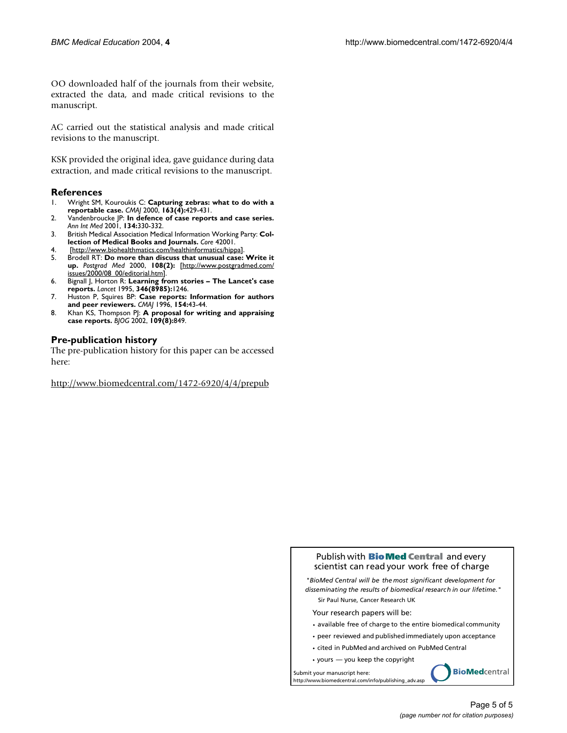OO downloaded half of the journals from their website, extracted the data, and made critical revisions to the manuscript.

AC carried out the statistical analysis and made critical revisions to the manuscript.

KSK provided the original idea, gave guidance during data extraction, and made critical revisions to the manuscript.

## References

1. Wright SM, Kouroukis C: **Capturing zebras: what to do with a reportable case.** *CMAJ* 2000, **163(4):**429-431.
2. Vandenbroucke JP: **In defence of case reports and case series.** *Ann Int Med* 2001, **134:**330-332.
3. British Medical Association Medical Information Working Party: **Collection of Medical Books and Journals.** *Core* 42001.
4. [http://www.biohealthmatics.com/healthinformatics/hippa].
5. Brodell RT: **Do more than discuss that unusual case: Write it up.** *Postgrad Med* 2000, **108(2):** [http://www.postgradmed.com/issues/2000/08_00/editorial.htm].
6. Bignall J, Horton R: **Learning from stories – The Lancet's case reports.** *Lancet* 1995, **346(8985):**1246.
7. Huston P, Squires BP: **Case reports: Information for authors and peer reviewers.** *CMAJ* 1996, **154:**43-44.
8. Khan KS, Thompson PJ: **A proposal for writing and appraising case reports.** *BJOG* 2002, **109(8):**849.

## Pre-publication history

The pre-publication history for this paper can be accessed here:

http://www.biomedcentral.com/1472-6920/4/4/prepub

Publish with **BioMed Central** and every scientist can read your work free of charge

*"BioMed Central will be the most significant development for disseminating the results of biomedical research in our lifetime."*

Sir Paul Nurse, Cancer Research UK

Your research papers will be:

- available free of charge to the entire biomedical community
- peer reviewed and published immediately upon acceptance
- cited in PubMed and archived on PubMed Central
- yours — you keep the copyright

Submit your manuscript here:
http://www.biomedcentral.com/info/publishing_adv.asp

**BioMed**central